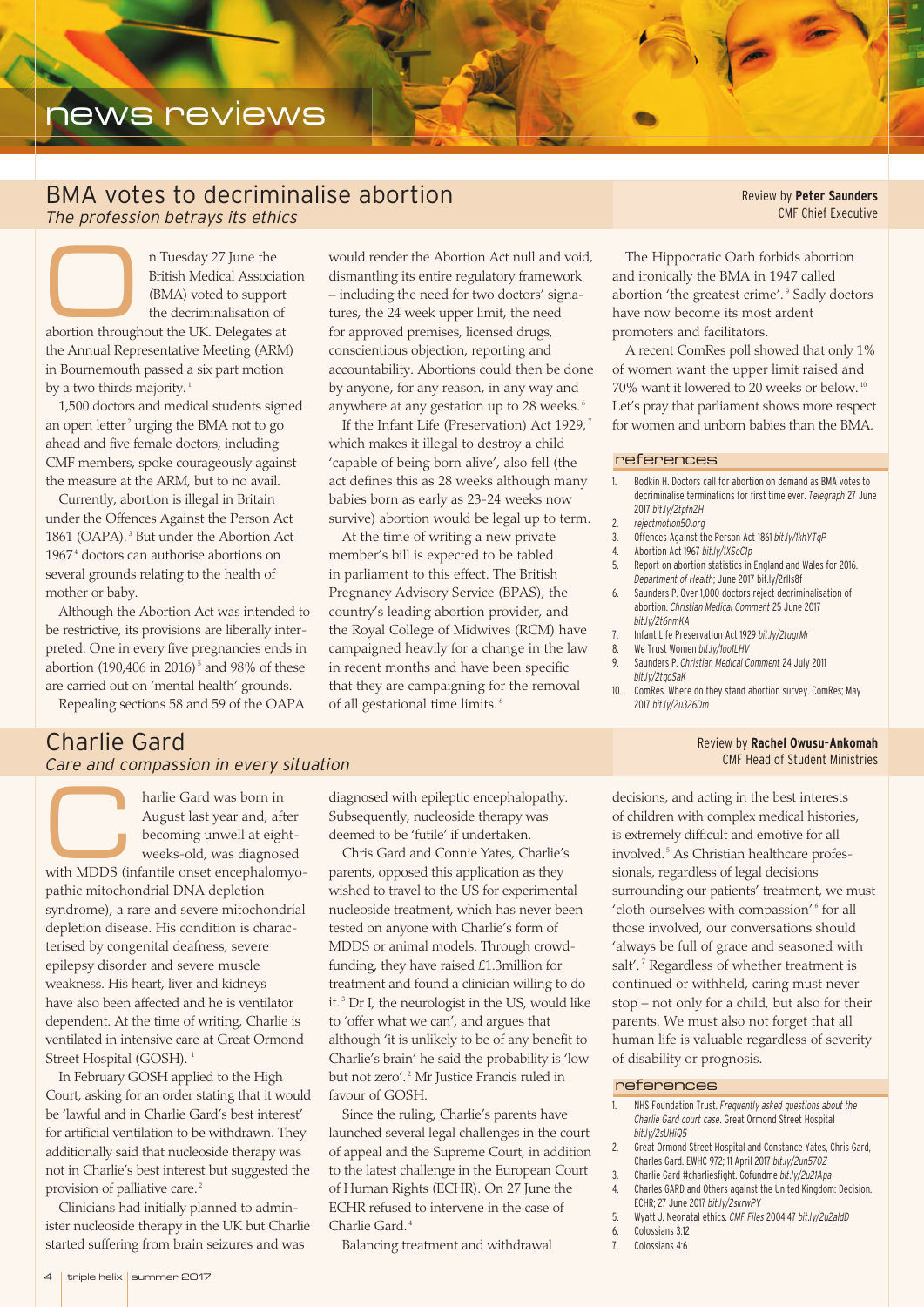# news reviews

## BMA votes to decriminalise abortion

*The profession betrays its ethics*

Review by **Peter Saunders**
CMF Chief Executive

On Tuesday 27 June the British Medical Association (BMA) voted to support the decriminalisation of abortion throughout the UK. Delegates at the Annual Representative Meeting (ARM) in Bournemouth passed a six part motion by a two thirds majority.[1]

1,500 doctors and medical students signed an open letter[2] urging the BMA not to go ahead and five female doctors, including CMF members, spoke courageously against the measure at the ARM, but to no avail.

Currently, abortion is illegal in Britain under the Offences Against the Person Act 1861 (OAPA).[3] But under the Abortion Act 1967[4] doctors can authorise abortions on several grounds relating to the health of mother or baby.

Although the Abortion Act was intended to be restrictive, its provisions are liberally interpreted. One in every five pregnancies ends in abortion (190,406 in 2016)[5] and 98% of these are carried out on 'mental health' grounds.

Repealing sections 58 and 59 of the OAPA would render the Abortion Act null and void, dismantling its entire regulatory framework – including the need for two doctors' signatures, the 24 week upper limit, the need for approved premises, licensed drugs, conscientious objection, reporting and accountability. Abortions could then be done by anyone, for any reason, in any way and anywhere at any gestation up to 28 weeks.[6]

If the Infant Life (Preservation) Act 1929,[7] which makes it illegal to destroy a child 'capable of being born alive', also fell (the act defines this as 28 weeks although many babies born as early as 23-24 weeks now survive) abortion would be legal up to term.

At the time of writing a new private member's bill is expected to be tabled in parliament to this effect. The British Pregnancy Advisory Service (BPAS), the country's leading abortion provider, and the Royal College of Midwives (RCM) have campaigned heavily for a change in the law in recent months and have been specific that they are campaigning for the removal of all gestational time limits.[8]

The Hippocratic Oath forbids abortion and ironically the BMA in 1947 called abortion 'the greatest crime'.[9] Sadly doctors have now become its most ardent promoters and facilitators.

A recent ComRes poll showed that only 1% of women want the upper limit raised and 70% want it lowered to 20 weeks or below.[10] Let's pray that parliament shows more respect for women and unborn babies than the BMA.

### references

1. Bodkin H. Doctors call for abortion on demand as BMA votes to decriminalise terminations for first time ever. *Telegraph* 27 June 2017 *bit.ly/2tpfnZH*
2. *rejectmotion50.org*
3. Offences Against the Person Act 1861 *bit.ly/1khYTqP*
4. Abortion Act 1967 *bit.ly/1XSeC1p*
5. Report on abortion statistics in England and Wales for 2016. *Department of Health*; June 2017 bit.ly/2rIls8f
6. Saunders P. Over 1,000 doctors reject decriminalisation of abortion. *Christian Medical Comment* 25 June 2017 *bit.ly/2t6nmKA*
7. Infant Life Preservation Act 1929 *bit.ly/2tugrMr*
8. We Trust Women *bit.ly/1oolLHV*
9. Saunders P. *Christian Medical Comment* 24 July 2011 *bit.ly/2tqoSaK*
10. ComRes. Where do they stand abortion survey. ComRes; May 2017 *bit.ly/2u326Dm*

## Charlie Gard

*Care and compassion in every situation*

Review by **Rachel Owusu-Ankomah**
CMF Head of Student Ministries

Charlie Gard was born in August last year and, after becoming unwell at eight-weeks-old, was diagnosed with MDDS (infantile onset encephalomyopathic mitochondrial DNA depletion syndrome), a rare and severe mitochondrial depletion disease. His condition is characterised by congenital deafness, severe epilepsy disorder and severe muscle weakness. His heart, liver and kidneys have also been affected and he is ventilator dependent. At the time of writing, Charlie is ventilated in intensive care at Great Ormond Street Hospital (GOSH).[1]

In February GOSH applied to the High Court, asking for an order stating that it would be 'lawful and in Charlie Gard's best interest' for artificial ventilation to be withdrawn. They additionally said that nucleoside therapy was not in Charlie's best interest but suggested the provision of palliative care.[2]

Clinicians had initially planned to administer nucleoside therapy in the UK but Charlie started suffering from brain seizures and was diagnosed with epileptic encephalopathy. Subsequently, nucleoside therapy was deemed to be 'futile' if undertaken.

Chris Gard and Connie Yates, Charlie's parents, opposed this application as they wished to travel to the US for experimental nucleoside treatment, which has never been tested on anyone with Charlie's form of MDDS or animal models. Through crowd-funding, they have raised £1.3million for treatment and found a clinician willing to do it.[3] Dr I, the neurologist in the US, would like to 'offer what we can', and argues that although 'it is unlikely to be of any benefit to Charlie's brain' he said the probability is 'low but not zero'.[2] Mr Justice Francis ruled in favour of GOSH.

Since the ruling, Charlie's parents have launched several legal challenges in the court of appeal and the Supreme Court, in addition to the latest challenge in the European Court of Human Rights (ECHR). On 27 June the ECHR refused to intervene in the case of Charlie Gard.[4]

Balancing treatment and withdrawal decisions, and acting in the best interests of children with complex medical histories, is extremely difficult and emotive for all involved.[5] As Christian healthcare professionals, regardless of legal decisions surrounding our patients' treatment, we must 'cloth ourselves with compassion'[6] for all those involved, our conversations should 'always be full of grace and seasoned with salt'.[7] Regardless of whether treatment is continued or withheld, caring must never stop – not only for a child, but also for their parents. We must also not forget that all human life is valuable regardless of severity of disability or prognosis.

### references

1. NHS Foundation Trust. *Frequently asked questions about the Charlie Gard court case*. Great Ormond Street Hospital *bit.ly/2sUHiQ5*
2. Great Ormond Street Hospital and Constance Yates, Chris Gard, Charles Gard. EWHC 972; 11 April 2017 *bit.ly/2un57OZ*
3. Charlie Gard #charliesfight. Gofundme *bit.ly/2u21Apa*
4. Charles GARD and Others against the United Kingdom: Decision. ECHR; 27 June 2017 *bit.ly/2skrwPY*
5. Wyatt J. Neonatal ethics. *CMF Files* 2004;47 *bit.ly/2u2aldD*
6. Colossians 3:12
7. Colossians 4:6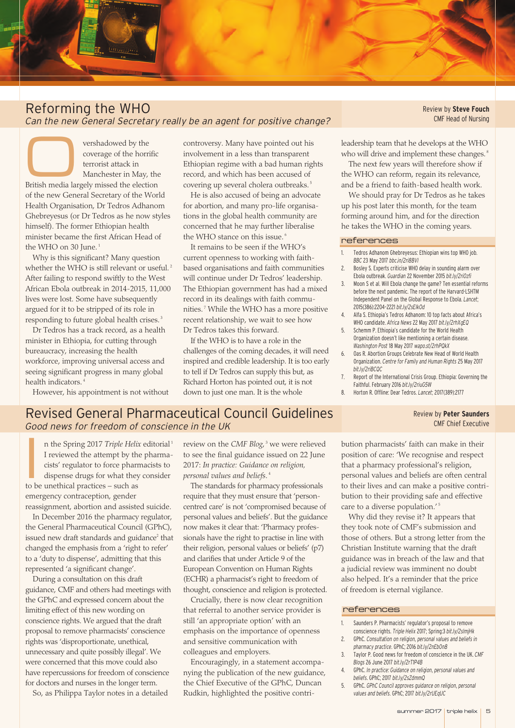## Reforming the WHO

*Can the new General Secretary really be an agent for positive change?*

Review by **Steve Fouch**
CMF Head of Nursing

Overshadowed by the coverage of the horrific terrorist attack in Manchester in May, the British media largely missed the election of the new General Secretary of the World Health Organisation, Dr Tedros Adhanom Ghebreyesus (or Dr Tedros as he now styles himself). The former Ethiopian health minister became the first African Head of the WHO on 30 June.[1]

Why is this significant? Many question whether the WHO is still relevant or useful.[2] After failing to respond swiftly to the West African Ebola outbreak in 2014-2015, 11,000 lives were lost. Some have subsequently argued for it to be stripped of its role in responding to future global health crises.[3]

Dr Tedros has a track record, as a health minister in Ethiopia, for cutting through bureaucracy, increasing the health workforce, improving universal access and seeing significant progress in many global health indicators.[4]

However, his appointment is not without controversy. Many have pointed out his involvement in a less than transparent Ethiopian regime with a bad human rights record, and which has been accused of covering up several cholera outbreaks.[5]

He is also accused of being an advocate for abortion, and many pro-life organisations in the global health community are concerned that he may further liberalise the WHO stance on this issue.[6]

It remains to be seen if the WHO's current openness to working with faith-based organisations and faith communities will continue under Dr Tedros' leadership. The Ethiopian government has had a mixed record in its dealings with faith communities.[7] While the WHO has a more positive recent relationship, we wait to see how Dr Tedros takes this forward.

If the WHO is to have a role in the challenges of the coming decades, it will need inspired and credible leadership. It is too early to tell if Dr Tedros can supply this but, as Richard Horton has pointed out, it is not down to just one man. It is the whole leadership team that he develops at the WHO who will drive and implement these changes.[8]

The next few years will therefore show if the WHO can reform, regain its relevance, and be a friend to faith-based health work.

We should pray for Dr Tedros as he takes up his post later this month, for the team forming around him, and for the direction he takes the WHO in the coming years.

### references

1. Tedros Adhanom Ghebreyesus: Ethiopian wins top WHO job. *BBC* 23 May 2017 *bbc.in/2ri8BVI*
2. Bosley S. Experts criticise WHO delay in sounding alarm over Ebola outbreak. *Guardian* 22 November 2015 *bit.ly/2riOzfi*
3. Moon S et al. Will Ebola change the game? Ten essential reforms before the next pandemic. The report of the Harvard-LSHTM Independent Panel on the Global Response to Ebola. *Lancet*; 2015(386):2204-2221 *bit.ly/2sElkOd*
4. Alfa S. Ethiopia's Tedros Adhanom: 10 top facts about Africa's WHO candidate. *Africa News* 22 May 2017 *bit.ly/2rhXgEQ*
5. Schemm P. Ethiopia's candidate for the World Health Organization doesn't like mentioning a certain disease. *Washington Post* 18 May 2017 *wapo.st/2rhPQkX*
6. Oas R. Abortion Groups Celebrate New Head of World Health Organization. *Centre for Family and Human Rights* 25 May 2017 *bit.ly/2riBCQC*
7. Report of the International Crisis Group. Ethiopia: Governing the Faithful. February 2016 *bit.ly/2riuG5W*
8. Horton R. Offline: Dear Tedros. *Lancet*; 2017(389):2177

## Revised General Pharmaceutical Council Guidelines

*Good news for freedom of conscience in the UK*

Review by **Peter Saunders**
CMF Chief Executive

In the Spring 2017 *Triple Helix* editorial[1] I reviewed the attempt by the pharmacists' regulator to force pharmacists to dispense drugs for what they consider to be unethical practices – such as emergency contraception, gender reassignment, abortion and assisted suicide.

In December 2016 the pharmacy regulator, the General Pharmaceutical Council (GPhC), issued new draft standards and guidance[2] that changed the emphasis from a 'right to refer' to a 'duty to dispense', admitting that this represented 'a significant change'.

During a consultation on this draft guidance, CMF and others had meetings with the GPhC and expressed concern about the limiting effect of this new wording on conscience rights. We argued that the draft proposal to remove pharmacists' conscience rights was 'disproportionate, unethical, unnecessary and quite possibly illegal'. We were concerned that this move could also have repercussions for freedom of conscience for doctors and nurses in the longer term.

So, as Philippa Taylor notes in a detailed review on the *CMF Blog*,[3] we were relieved to see the final guidance issued on 22 June 2017: *In practice: Guidance on religion, personal values and beliefs*.[4]

The standards for pharmacy professionals require that they must ensure that 'person-centred care' is not 'compromised because of personal values and beliefs'. But the guidance now makes it clear that: 'Pharmacy professionals have the right to practise in line with their religion, personal values or beliefs' (p7) and clarifies that under Article 9 of the European Convention on Human Rights (ECHR) a pharmacist's right to freedom of thought, conscience and religion is protected.

Crucially, there is now clear recognition that referral to another service provider is still 'an appropriate option' with an emphasis on the importance of openness and sensitive communication with colleagues and employers.

Encouragingly, in a statement accompanying the publication of the new guidance, the Chief Executive of the GPhC, Duncan Rudkin, highlighted the positive contribution pharmacists' faith can make in their position of care: 'We recognise and respect that a pharmacy professional's religion, personal values and beliefs are often central to their lives and can make a positive contribution to their providing safe and effective care to a diverse population.'[5]

Why did they revise it? It appears that they took note of CMF's submission and those of others. But a strong letter from the Christian Institute warning that the draft guidance was in breach of the law and that a judicial review was imminent no doubt also helped. It's a reminder that the price of freedom is eternal vigilance.

### references

1. Saunders P. Pharmacists' regulator's proposal to remove conscience rights. *Triple Helix* 2017; Spring:3 *bit.ly/2slmjHk*
2. GPhC. *Consultation on religion, personal values and beliefs in pharmacy practice.* GPhC; 2016 *bit.ly/2nEbOn8*
3. Taylor P. Good news for freedom of conscience in the UK. *CMF Blogs* 26 June 2017 *bit.ly/2rTIP4B*
4. GPhC. *In practice: Guidance on religion, personal values and beliefs.* GPhC; 2017 *bit.ly/2sZdmmQ*
5. GPhC. *GPhC Council approves guidance on religion, personal values and beliefs.* GPhC; 2017 *bit.ly/2rUEqUC*